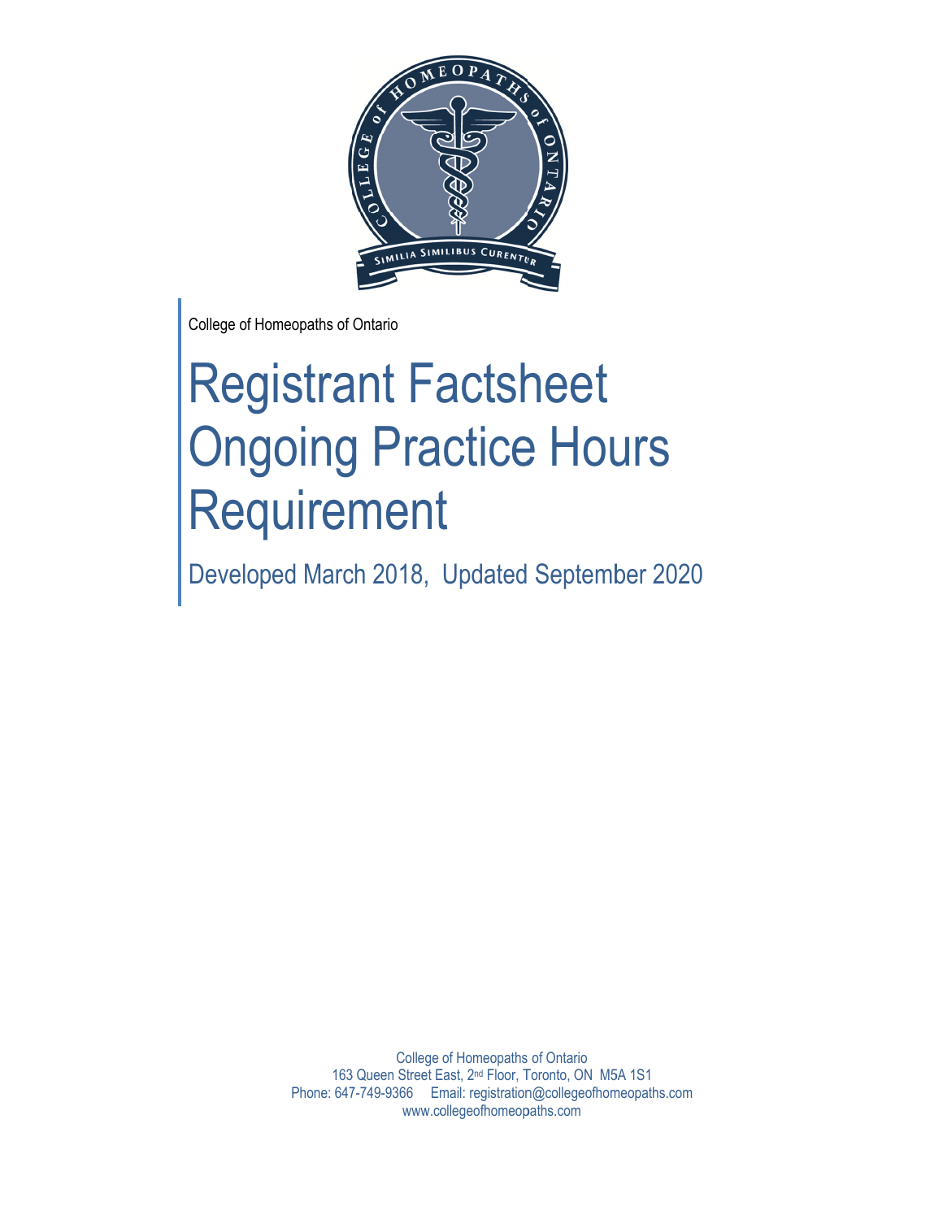College of Homeopaths of Ontario

# Registrant Factsheet Ongoing Practice Hours Requirement

## Developed March 2018, Updated September 2020

College of Homeopaths of Ontario
163 Queen Street East, 2nd Floor, Toronto, ON M5A 1S1
Phone: 647-749-9366 Email: registration@collegeofhomeopaths.com
www.collegeofhomeopaths.com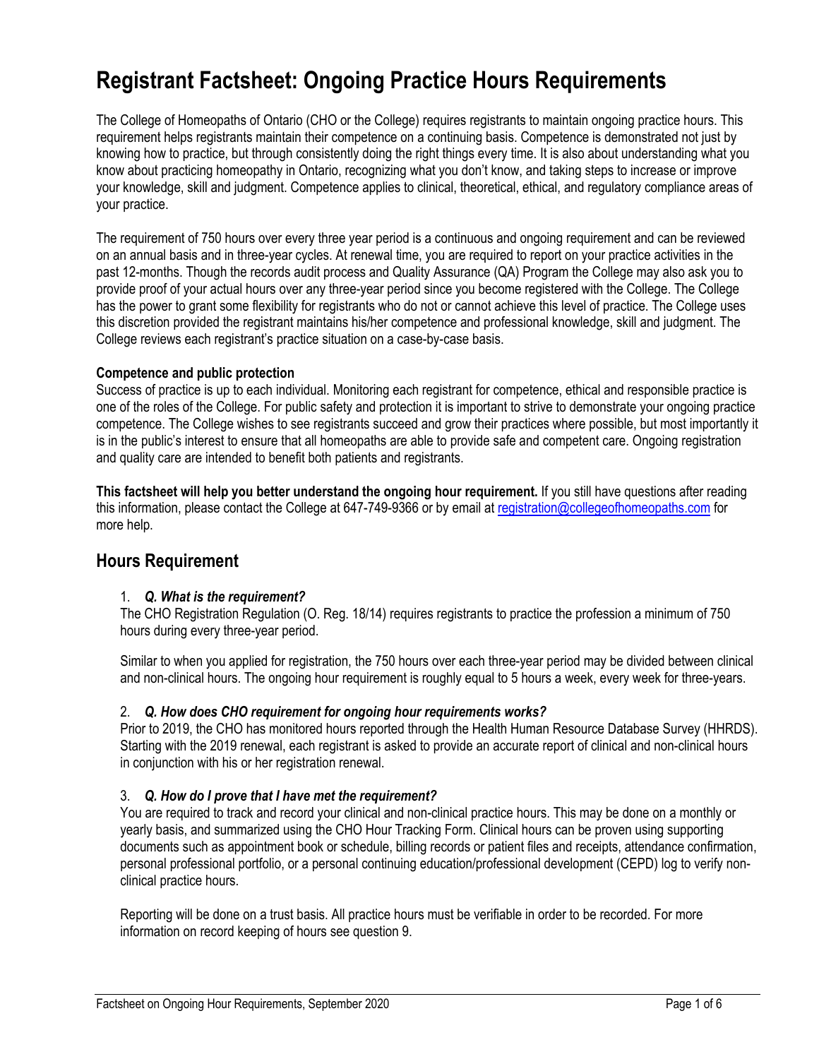# Registrant Factsheet: Ongoing Practice Hours Requirements

The College of Homeopaths of Ontario (CHO or the College) requires registrants to maintain ongoing practice hours. This requirement helps registrants maintain their competence on a continuing basis. Competence is demonstrated not just by knowing how to practice, but through consistently doing the right things every time. It is also about understanding what you know about practicing homeopathy in Ontario, recognizing what you don't know, and taking steps to increase or improve your knowledge, skill and judgment. Competence applies to clinical, theoretical, ethical, and regulatory compliance areas of your practice.

The requirement of 750 hours over every three year period is a continuous and ongoing requirement and can be reviewed on an annual basis and in three-year cycles. At renewal time, you are required to report on your practice activities in the past 12-months. Though the records audit process and Quality Assurance (QA) Program the College may also ask you to provide proof of your actual hours over any three-year period since you become registered with the College. The College has the power to grant some flexibility for registrants who do not or cannot achieve this level of practice. The College uses this discretion provided the registrant maintains his/her competence and professional knowledge, skill and judgment. The College reviews each registrant's practice situation on a case-by-case basis.

**Competence and public protection**

Success of practice is up to each individual. Monitoring each registrant for competence, ethical and responsible practice is one of the roles of the College. For public safety and protection it is important to strive to demonstrate your ongoing practice competence. The College wishes to see registrants succeed and grow their practices where possible, but most importantly it is in the public's interest to ensure that all homeopaths are able to provide safe and competent care. Ongoing registration and quality care are intended to benefit both patients and registrants.

**This factsheet will help you better understand the ongoing hour requirement.** If you still have questions after reading this information, please contact the College at 647-749-9366 or by email at registration@collegeofhomeopaths.com for more help.

## Hours Requirement

1. ***Q. What is the requirement?***

   The CHO Registration Regulation (O. Reg. 18/14) requires registrants to practice the profession a minimum of 750 hours during every three-year period.

   Similar to when you applied for registration, the 750 hours over each three-year period may be divided between clinical and non-clinical hours. The ongoing hour requirement is roughly equal to 5 hours a week, every week for three-years.

2. ***Q. How does CHO requirement for ongoing hour requirements works?***

   Prior to 2019, the CHO has monitored hours reported through the Health Human Resource Database Survey (HHRDS). Starting with the 2019 renewal, each registrant is asked to provide an accurate report of clinical and non-clinical hours in conjunction with his or her registration renewal.

3. ***Q. How do I prove that I have met the requirement?***

   You are required to track and record your clinical and non-clinical practice hours. This may be done on a monthly or yearly basis, and summarized using the CHO Hour Tracking Form. Clinical hours can be proven using supporting documents such as appointment book or schedule, billing records or patient files and receipts, attendance confirmation, personal professional portfolio, or a personal continuing education/professional development (CEPD) log to verify non-clinical practice hours.

   Reporting will be done on a trust basis. All practice hours must be verifiable in order to be recorded. For more information on record keeping of hours see question 9.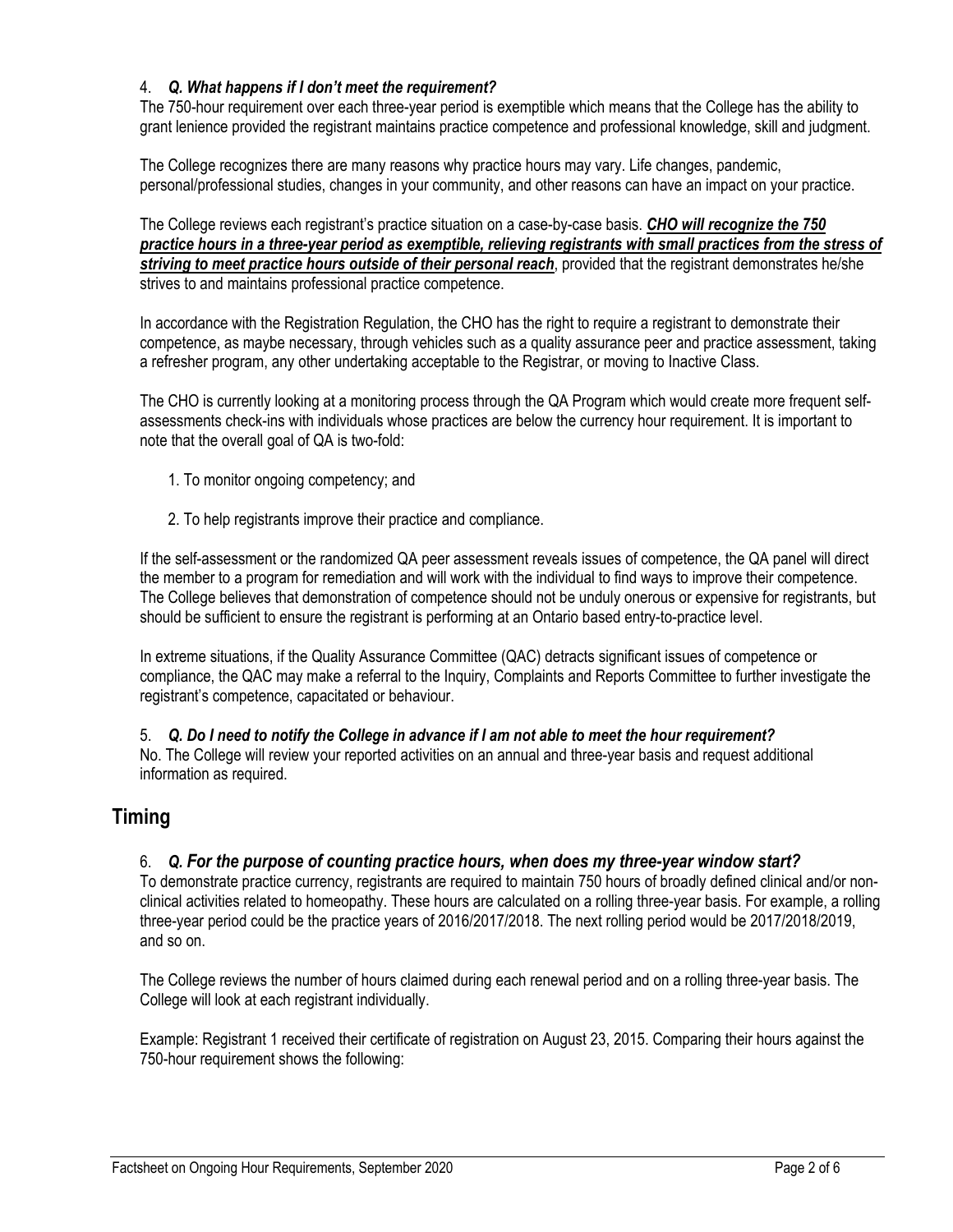4. ***Q. What happens if I don't meet the requirement?***

The 750-hour requirement over each three-year period is exemptible which means that the College has the ability to grant lenience provided the registrant maintains practice competence and professional knowledge, skill and judgment.

The College recognizes there are many reasons why practice hours may vary. Life changes, pandemic, personal/professional studies, changes in your community, and other reasons can have an impact on your practice.

The College reviews each registrant's practice situation on a case-by-case basis. ***<u>CHO will recognize the 750 practice hours in a three-year period as exemptible, relieving registrants with small practices from the stress of striving to meet practice hours outside of their personal reach</u>***, provided that the registrant demonstrates he/she strives to and maintains professional practice competence.

In accordance with the Registration Regulation, the CHO has the right to require a registrant to demonstrate their competence, as maybe necessary, through vehicles such as a quality assurance peer and practice assessment, taking a refresher program, any other undertaking acceptable to the Registrar, or moving to Inactive Class.

The CHO is currently looking at a monitoring process through the QA Program which would create more frequent self-assessments check-ins with individuals whose practices are below the currency hour requirement. It is important to note that the overall goal of QA is two-fold:

1. To monitor ongoing competency; and
2. To help registrants improve their practice and compliance.

If the self-assessment or the randomized QA peer assessment reveals issues of competence, the QA panel will direct the member to a program for remediation and will work with the individual to find ways to improve their competence. The College believes that demonstration of competence should not be unduly onerous or expensive for registrants, but should be sufficient to ensure the registrant is performing at an Ontario based entry-to-practice level.

In extreme situations, if the Quality Assurance Committee (QAC) detracts significant issues of competence or compliance, the QAC may make a referral to the Inquiry, Complaints and Reports Committee to further investigate the registrant's competence, capacitated or behaviour.

5. ***Q. Do I need to notify the College in advance if I am not able to meet the hour requirement?***

No. The College will review your reported activities on an annual and three-year basis and request additional information as required.

## Timing

6. ***Q. For the purpose of counting practice hours, when does my three-year window start?***

To demonstrate practice currency, registrants are required to maintain 750 hours of broadly defined clinical and/or non-clinical activities related to homeopathy. These hours are calculated on a rolling three-year basis. For example, a rolling three-year period could be the practice years of 2016/2017/2018. The next rolling period would be 2017/2018/2019, and so on.

The College reviews the number of hours claimed during each renewal period and on a rolling three-year basis. The College will look at each registrant individually.

Example: Registrant 1 received their certificate of registration on August 23, 2015. Comparing their hours against the 750-hour requirement shows the following: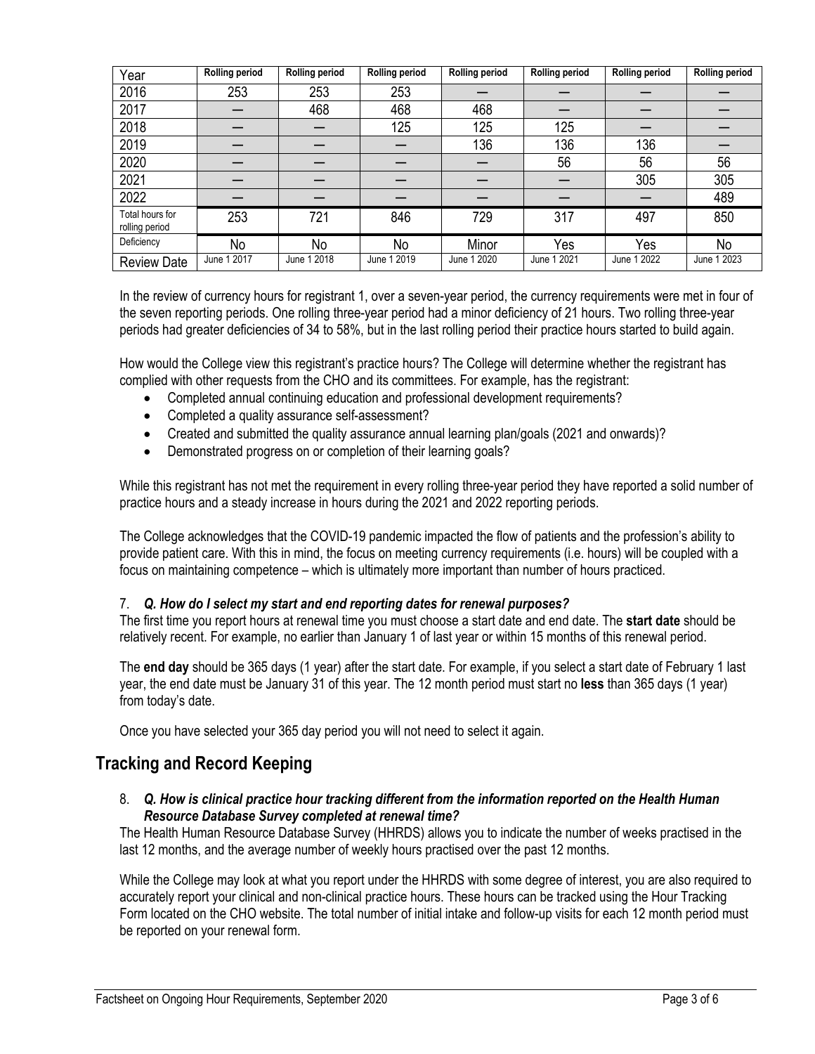| Year | Rolling period | Rolling period | Rolling period | Rolling period | Rolling period | Rolling period | Rolling period |
|---|---|---|---|---|---|---|---|
| 2016 | 253 | 253 | 253 | — | — | — | — |
| 2017 | — | 468 | 468 | 468 | — | — | — |
| 2018 | — | — | 125 | 125 | 125 | — | — |
| 2019 | — | — | — | 136 | 136 | 136 | — |
| 2020 | — | — | — | — | 56 | 56 | 56 |
| 2021 | — | — | — | — | — | 305 | 305 |
| 2022 | — | — | — | — | — | — | 489 |
| Total hours for rolling period | 253 | 721 | 846 | 729 | 317 | 497 | 850 |
| Deficiency | No | No | No | Minor | Yes | Yes | No |
| Review Date | June 1 2017 | June 1 2018 | June 1 2019 | June 1 2020 | June 1 2021 | June 1 2022 | June 1 2023 |

In the review of currency hours for registrant 1, over a seven-year period, the currency requirements were met in four of the seven reporting periods. One rolling three-year period had a minor deficiency of 21 hours. Two rolling three-year periods had greater deficiencies of 34 to 58%, but in the last rolling period their practice hours started to build again.

How would the College view this registrant's practice hours? The College will determine whether the registrant has complied with other requests from the CHO and its committees. For example, has the registrant:

- Completed annual continuing education and professional development requirements?
- Completed a quality assurance self-assessment?
- Created and submitted the quality assurance annual learning plan/goals (2021 and onwards)?
- Demonstrated progress on or completion of their learning goals?

While this registrant has not met the requirement in every rolling three-year period they have reported a solid number of practice hours and a steady increase in hours during the 2021 and 2022 reporting periods.

The College acknowledges that the COVID-19 pandemic impacted the flow of patients and the profession's ability to provide patient care. With this in mind, the focus on meeting currency requirements (i.e. hours) will be coupled with a focus on maintaining competence – which is ultimately more important than number of hours practiced.

7. ***Q. How do I select my start and end reporting dates for renewal purposes?***

The first time you report hours at renewal time you must choose a start date and end date. The **start date** should be relatively recent. For example, no earlier than January 1 of last year or within 15 months of this renewal period.

The **end day** should be 365 days (1 year) after the start date. For example, if you select a start date of February 1 last year, the end date must be January 31 of this year. The 12 month period must start no **less** than 365 days (1 year) from today's date.

Once you have selected your 365 day period you will not need to select it again.

## Tracking and Record Keeping

8. ***Q. How is clinical practice hour tracking different from the information reported on the Health Human Resource Database Survey completed at renewal time?***

The Health Human Resource Database Survey (HHRDS) allows you to indicate the number of weeks practised in the last 12 months, and the average number of weekly hours practised over the past 12 months.

While the College may look at what you report under the HHRDS with some degree of interest, you are also required to accurately report your clinical and non-clinical practice hours. These hours can be tracked using the Hour Tracking Form located on the CHO website. The total number of initial intake and follow-up visits for each 12 month period must be reported on your renewal form.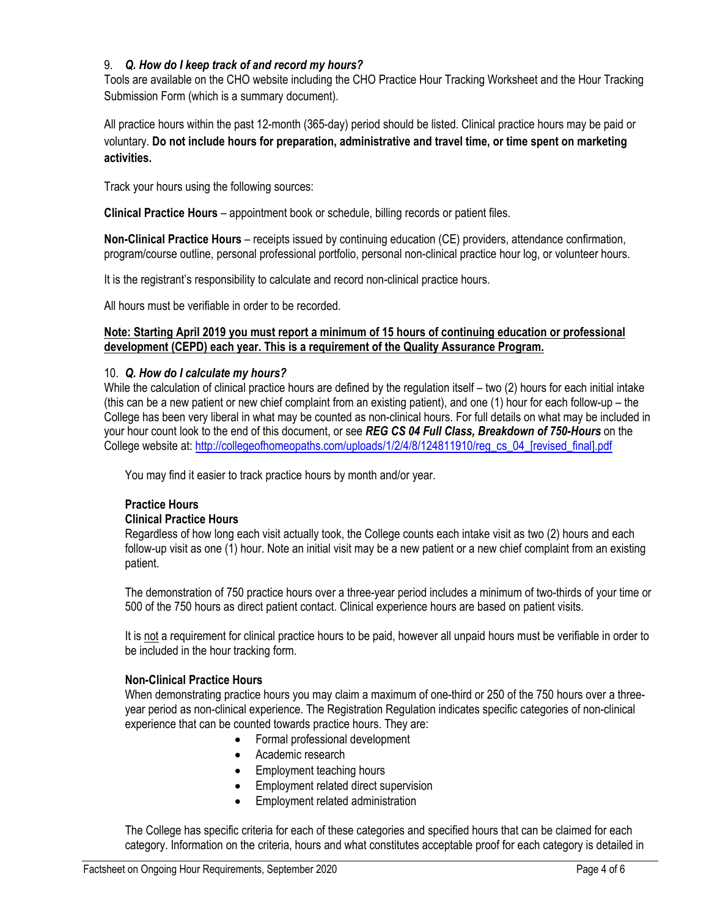9. ***Q. How do I keep track of and record my hours?***

Tools are available on the CHO website including the CHO Practice Hour Tracking Worksheet and the Hour Tracking Submission Form (which is a summary document).

All practice hours within the past 12-month (365-day) period should be listed. Clinical practice hours may be paid or voluntary. **Do not include hours for preparation, administrative and travel time, or time spent on marketing activities.**

Track your hours using the following sources:

**Clinical Practice Hours** – appointment book or schedule, billing records or patient files.

**Non-Clinical Practice Hours** – receipts issued by continuing education (CE) providers, attendance confirmation, program/course outline, personal professional portfolio, personal non-clinical practice hour log, or volunteer hours.

It is the registrant's responsibility to calculate and record non-clinical practice hours.

All hours must be verifiable in order to be recorded.

<u>**Note: Starting April 2019 you must report a minimum of 15 hours of continuing education or professional development (CEPD) each year. This is a requirement of the Quality Assurance Program.**</u>

10. ***Q. How do I calculate my hours?***

While the calculation of clinical practice hours are defined by the regulation itself – two (2) hours for each initial intake (this can be a new patient or new chief complaint from an existing patient), and one (1) hour for each follow-up – the College has been very liberal in what may be counted as non-clinical hours. For full details on what may be included in your hour count look to the end of this document, or see ***REG CS 04 Full Class, Breakdown of 750-Hours*** on the College website at: [http://collegeofhomeopaths.com/uploads/1/2/4/8/124811910/reg_cs_04_[revised_final].pdf](http://collegeofhomeopaths.com/uploads/1/2/4/8/124811910/reg_cs_04_[revised_final].pdf)

You may find it easier to track practice hours by month and/or year.

**Practice Hours**

**Clinical Practice Hours**

Regardless of how long each visit actually took, the College counts each intake visit as two (2) hours and each follow-up visit as one (1) hour. Note an initial visit may be a new patient or a new chief complaint from an existing patient.

The demonstration of 750 practice hours over a three-year period includes a minimum of two-thirds of your time or 500 of the 750 hours as direct patient contact. Clinical experience hours are based on patient visits.

It is <u>not</u> a requirement for clinical practice hours to be paid, however all unpaid hours must be verifiable in order to be included in the hour tracking form.

**Non-Clinical Practice Hours**

When demonstrating practice hours you may claim a maximum of one-third or 250 of the 750 hours over a three-year period as non-clinical experience. The Registration Regulation indicates specific categories of non-clinical experience that can be counted towards practice hours. They are:

- Formal professional development
- Academic research
- Employment teaching hours
- Employment related direct supervision
- Employment related administration

The College has specific criteria for each of these categories and specified hours that can be claimed for each category. Information on the criteria, hours and what constitutes acceptable proof for each category is detailed in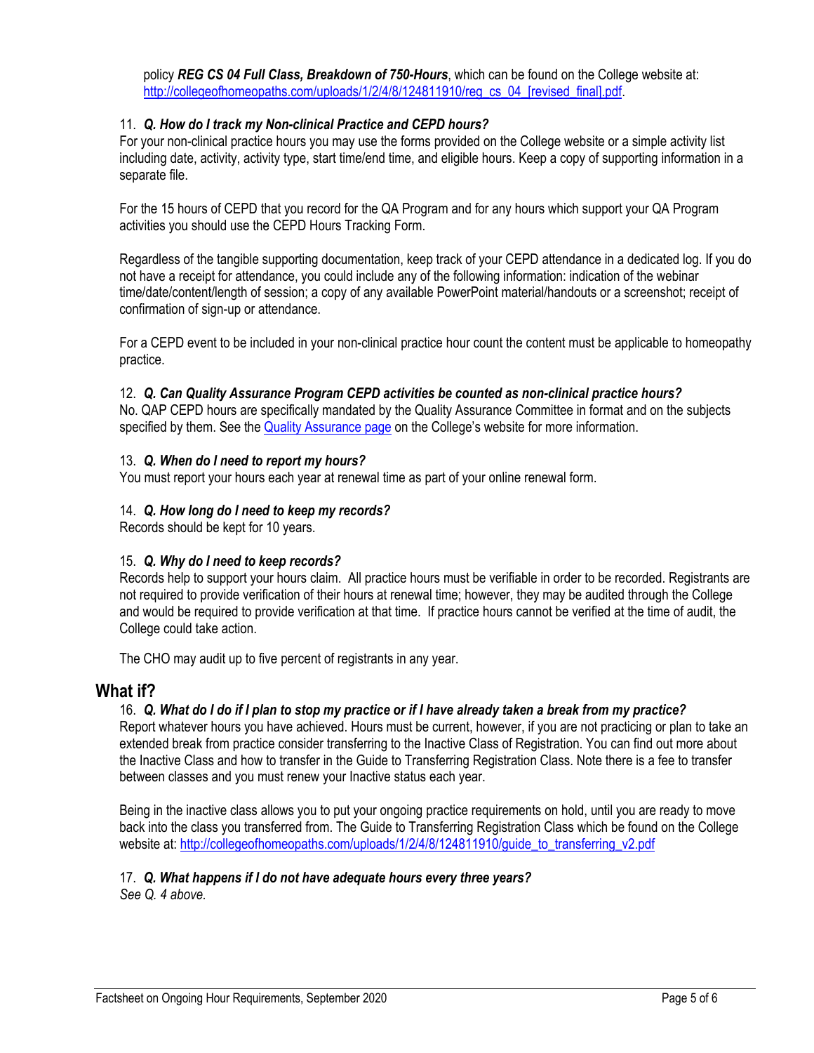policy ***REG CS 04 Full Class, Breakdown of 750-Hours***, which can be found on the College website at: [http://collegeofhomeopaths.com/uploads/1/2/4/8/124811910/reg_cs_04_[revised_final].pdf](http://collegeofhomeopaths.com/uploads/1/2/4/8/124811910/reg_cs_04_[revised_final].pdf).

11. ***Q. How do I track my Non-clinical Practice and CEPD hours?***

For your non-clinical practice hours you may use the forms provided on the College website or a simple activity list including date, activity, activity type, start time/end time, and eligible hours. Keep a copy of supporting information in a separate file.

For the 15 hours of CEPD that you record for the QA Program and for any hours which support your QA Program activities you should use the CEPD Hours Tracking Form.

Regardless of the tangible supporting documentation, keep track of your CEPD attendance in a dedicated log. If you do not have a receipt for attendance, you could include any of the following information: indication of the webinar time/date/content/length of session; a copy of any available PowerPoint material/handouts or a screenshot; receipt of confirmation of sign-up or attendance.

For a CEPD event to be included in your non-clinical practice hour count the content must be applicable to homeopathy practice.

12. ***Q. Can Quality Assurance Program CEPD activities be counted as non-clinical practice hours?***

No. QAP CEPD hours are specifically mandated by the Quality Assurance Committee in format and on the subjects specified by them. See the [Quality Assurance page]() on the College's website for more information.

13. ***Q. When do I need to report my hours?***

You must report your hours each year at renewal time as part of your online renewal form.

14. ***Q. How long do I need to keep my records?***

Records should be kept for 10 years.

15. ***Q. Why do I need to keep records?***

Records help to support your hours claim. All practice hours must be verifiable in order to be recorded. Registrants are not required to provide verification of their hours at renewal time; however, they may be audited through the College and would be required to provide verification at that time. If practice hours cannot be verified at the time of audit, the College could take action.

The CHO may audit up to five percent of registrants in any year.

## What if?

16. ***Q. What do I do if I plan to stop my practice or if I have already taken a break from my practice?***

Report whatever hours you have achieved. Hours must be current, however, if you are not practicing or plan to take an extended break from practice consider transferring to the Inactive Class of Registration. You can find out more about the Inactive Class and how to transfer in the Guide to Transferring Registration Class. Note there is a fee to transfer between classes and you must renew your Inactive status each year.

Being in the inactive class allows you to put your ongoing practice requirements on hold, until you are ready to move back into the class you transferred from. The Guide to Transferring Registration Class which be found on the College website at: [http://collegeofhomeopaths.com/uploads/1/2/4/8/124811910/guide_to_transferring_v2.pdf](http://collegeofhomeopaths.com/uploads/1/2/4/8/124811910/guide_to_transferring_v2.pdf)

17. ***Q. What happens if I do not have adequate hours every three years?***

*See Q. 4 above.*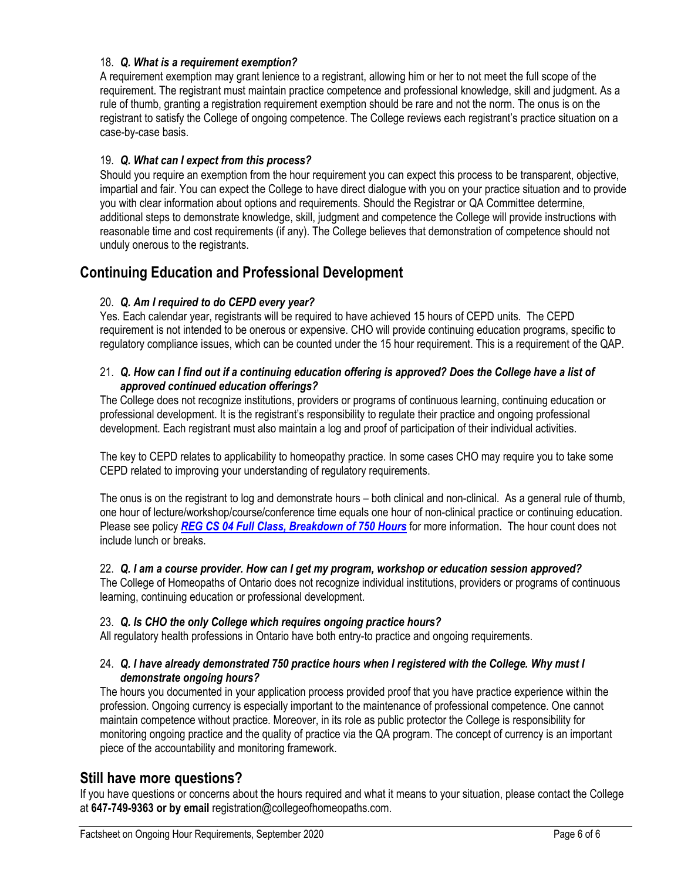18. ***Q. What is a requirement exemption?***
A requirement exemption may grant lenience to a registrant, allowing him or her to not meet the full scope of the requirement. The registrant must maintain practice competence and professional knowledge, skill and judgment. As a rule of thumb, granting a registration requirement exemption should be rare and not the norm. The onus is on the registrant to satisfy the College of ongoing competence. The College reviews each registrant's practice situation on a case-by-case basis.

19. ***Q. What can I expect from this process?***
Should you require an exemption from the hour requirement you can expect this process to be transparent, objective, impartial and fair. You can expect the College to have direct dialogue with you on your practice situation and to provide you with clear information about options and requirements. Should the Registrar or QA Committee determine, additional steps to demonstrate knowledge, skill, judgment and competence the College will provide instructions with reasonable time and cost requirements (if any). The College believes that demonstration of competence should not unduly onerous to the registrants.

## Continuing Education and Professional Development

20. ***Q. Am I required to do CEPD every year?***
Yes. Each calendar year, registrants will be required to have achieved 15 hours of CEPD units. The CEPD requirement is not intended to be onerous or expensive. CHO will provide continuing education programs, specific to regulatory compliance issues, which can be counted under the 15 hour requirement. This is a requirement of the QAP.

21. ***Q. How can I find out if a continuing education offering is approved? Does the College have a list of approved continued education offerings?***
The College does not recognize institutions, providers or programs of continuous learning, continuing education or professional development. It is the registrant's responsibility to regulate their practice and ongoing professional development. Each registrant must also maintain a log and proof of participation of their individual activities.

    The key to CEPD relates to applicability to homeopathy practice. In some cases CHO may require you to take some CEPD related to improving your understanding of regulatory requirements.

    The onus is on the registrant to log and demonstrate hours – both clinical and non-clinical. As a general rule of thumb, one hour of lecture/workshop/course/conference time equals one hour of non-clinical practice or continuing education. Please see policy ***REG CS 04 Full Class, Breakdown of 750 Hours*** for more information. The hour count does not include lunch or breaks.

22. ***Q. I am a course provider. How can I get my program, workshop or education session approved?***
The College of Homeopaths of Ontario does not recognize individual institutions, providers or programs of continuous learning, continuing education or professional development.

23. ***Q. Is CHO the only College which requires ongoing practice hours?***
All regulatory health professions in Ontario have both entry-to practice and ongoing requirements.

24. ***Q. I have already demonstrated 750 practice hours when I registered with the College. Why must I demonstrate ongoing hours?***
The hours you documented in your application process provided proof that you have practice experience within the profession. Ongoing currency is especially important to the maintenance of professional competence. One cannot maintain competence without practice. Moreover, in its role as public protector the College is responsibility for monitoring ongoing practice and the quality of practice via the QA program. The concept of currency is an important piece of the accountability and monitoring framework.

## Still have more questions?

If you have questions or concerns about the hours required and what it means to your situation, please contact the College at **647-749-9363 or by email** registration@collegeofhomeopaths.com.